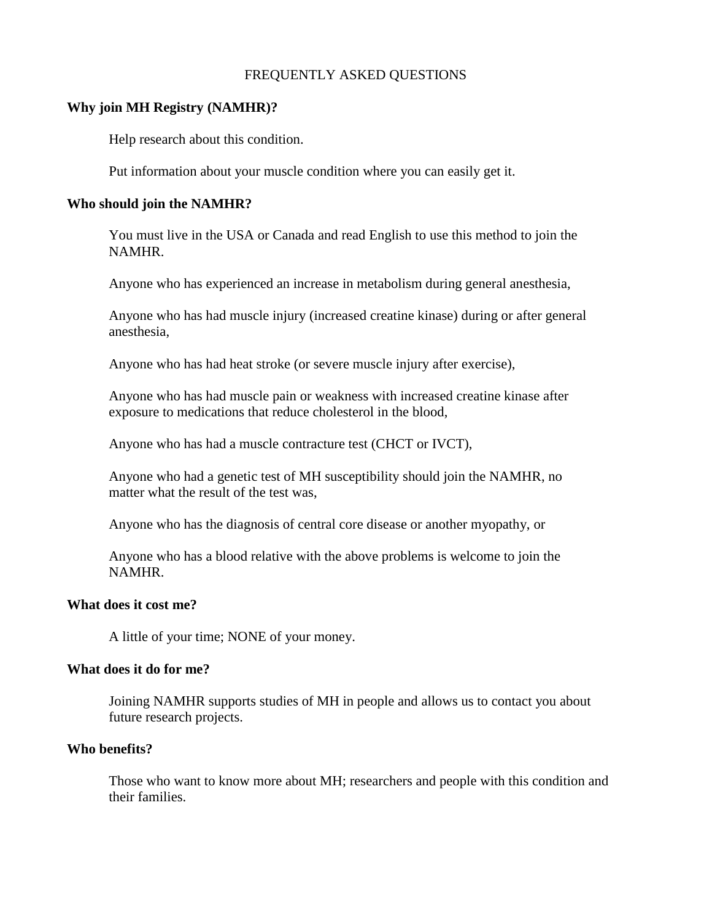# FREQUENTLY ASKED QUESTIONS

**Why join MH Registry (NAMHR)?**

Help research about this condition.

Put information about your muscle condition where you can easily get it.

**Who should join the NAMHR?**

You must live in the USA or Canada and read English to use this method to join the NAMHR.

Anyone who has experienced an increase in metabolism during general anesthesia,

Anyone who has had muscle injury (increased creatine kinase) during or after general anesthesia,

Anyone who has had heat stroke (or severe muscle injury after exercise),

Anyone who has had muscle pain or weakness with increased creatine kinase after exposure to medications that reduce cholesterol in the blood,

Anyone who has had a muscle contracture test (CHCT or IVCT),

Anyone who had a genetic test of MH susceptibility should join the NAMHR, no matter what the result of the test was,

Anyone who has the diagnosis of central core disease or another myopathy, or

Anyone who has a blood relative with the above problems is welcome to join the NAMHR.

**What does it cost me?**

A little of your time; NONE of your money.

**What does it do for me?**

Joining NAMHR supports studies of MH in people and allows us to contact you about future research projects.

**Who benefits?**

Those who want to know more about MH; researchers and people with this condition and their families.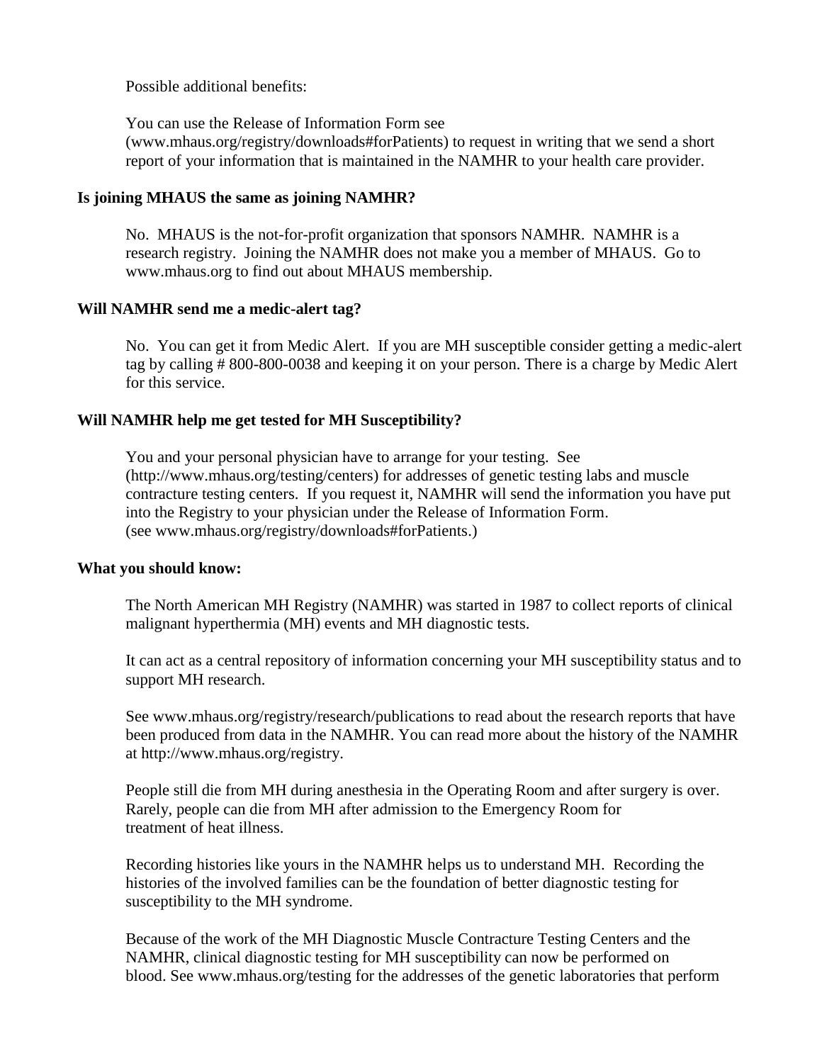Possible additional benefits:

You can use the Release of Information Form see (www.mhaus.org/registry/downloads#forPatients) to request in writing that we send a short report of your information that is maintained in the NAMHR to your health care provider.

**Is joining MHAUS the same as joining NAMHR?**

No. MHAUS is the not-for-profit organization that sponsors NAMHR. NAMHR is a research registry. Joining the NAMHR does not make you a member of MHAUS. Go to www.mhaus.org to find out about MHAUS membership.

**Will NAMHR send me a medic-alert tag?**

No. You can get it from Medic Alert. If you are MH susceptible consider getting a medic-alert tag by calling # 800-800-0038 and keeping it on your person. There is a charge by Medic Alert for this service.

**Will NAMHR help me get tested for MH Susceptibility?**

You and your personal physician have to arrange for your testing. See (http://www.mhaus.org/testing/centers) for addresses of genetic testing labs and muscle contracture testing centers. If you request it, NAMHR will send the information you have put into the Registry to your physician under the Release of Information Form. (see www.mhaus.org/registry/downloads#forPatients.)

**What you should know:**

The North American MH Registry (NAMHR) was started in 1987 to collect reports of clinical malignant hyperthermia (MH) events and MH diagnostic tests.

It can act as a central repository of information concerning your MH susceptibility status and to support MH research.

See www.mhaus.org/registry/research/publications to read about the research reports that have been produced from data in the NAMHR. You can read more about the history of the NAMHR at http://www.mhaus.org/registry.

People still die from MH during anesthesia in the Operating Room and after surgery is over. Rarely, people can die from MH after admission to the Emergency Room for treatment of heat illness.

Recording histories like yours in the NAMHR helps us to understand MH. Recording the histories of the involved families can be the foundation of better diagnostic testing for susceptibility to the MH syndrome.

Because of the work of the MH Diagnostic Muscle Contracture Testing Centers and the NAMHR, clinical diagnostic testing for MH susceptibility can now be performed on blood. See www.mhaus.org/testing for the addresses of the genetic laboratories that perform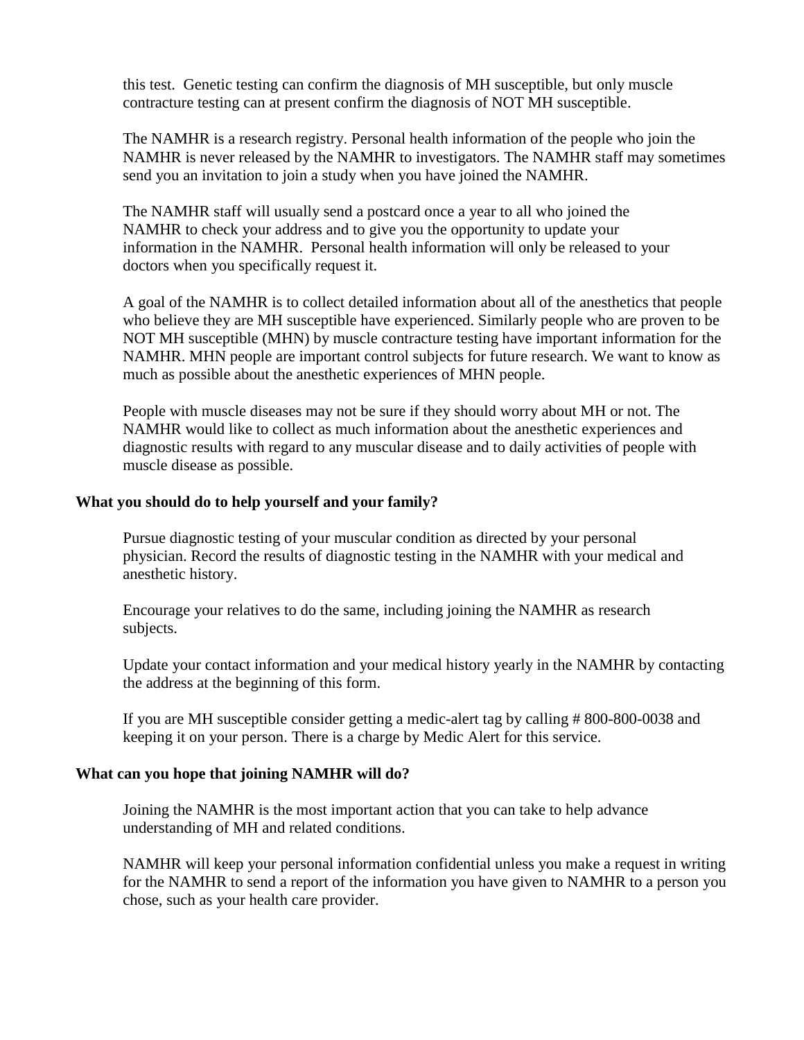this test. Genetic testing can confirm the diagnosis of MH susceptible, but only muscle contracture testing can at present confirm the diagnosis of NOT MH susceptible.

The NAMHR is a research registry. Personal health information of the people who join the NAMHR is never released by the NAMHR to investigators. The NAMHR staff may sometimes send you an invitation to join a study when you have joined the NAMHR.

The NAMHR staff will usually send a postcard once a year to all who joined the NAMHR to check your address and to give you the opportunity to update your information in the NAMHR. Personal health information will only be released to your doctors when you specifically request it.

A goal of the NAMHR is to collect detailed information about all of the anesthetics that people who believe they are MH susceptible have experienced. Similarly people who are proven to be NOT MH susceptible (MHN) by muscle contracture testing have important information for the NAMHR. MHN people are important control subjects for future research. We want to know as much as possible about the anesthetic experiences of MHN people.

People with muscle diseases may not be sure if they should worry about MH or not. The NAMHR would like to collect as much information about the anesthetic experiences and diagnostic results with regard to any muscular disease and to daily activities of people with muscle disease as possible.

**What you should do to help yourself and your family?**

Pursue diagnostic testing of your muscular condition as directed by your personal physician. Record the results of diagnostic testing in the NAMHR with your medical and anesthetic history.

Encourage your relatives to do the same, including joining the NAMHR as research subjects.

Update your contact information and your medical history yearly in the NAMHR by contacting the address at the beginning of this form.

If you are MH susceptible consider getting a medic-alert tag by calling # 800-800-0038 and keeping it on your person. There is a charge by Medic Alert for this service.

**What can you hope that joining NAMHR will do?**

Joining the NAMHR is the most important action that you can take to help advance understanding of MH and related conditions.

NAMHR will keep your personal information confidential unless you make a request in writing for the NAMHR to send a report of the information you have given to NAMHR to a person you chose, such as your health care provider.